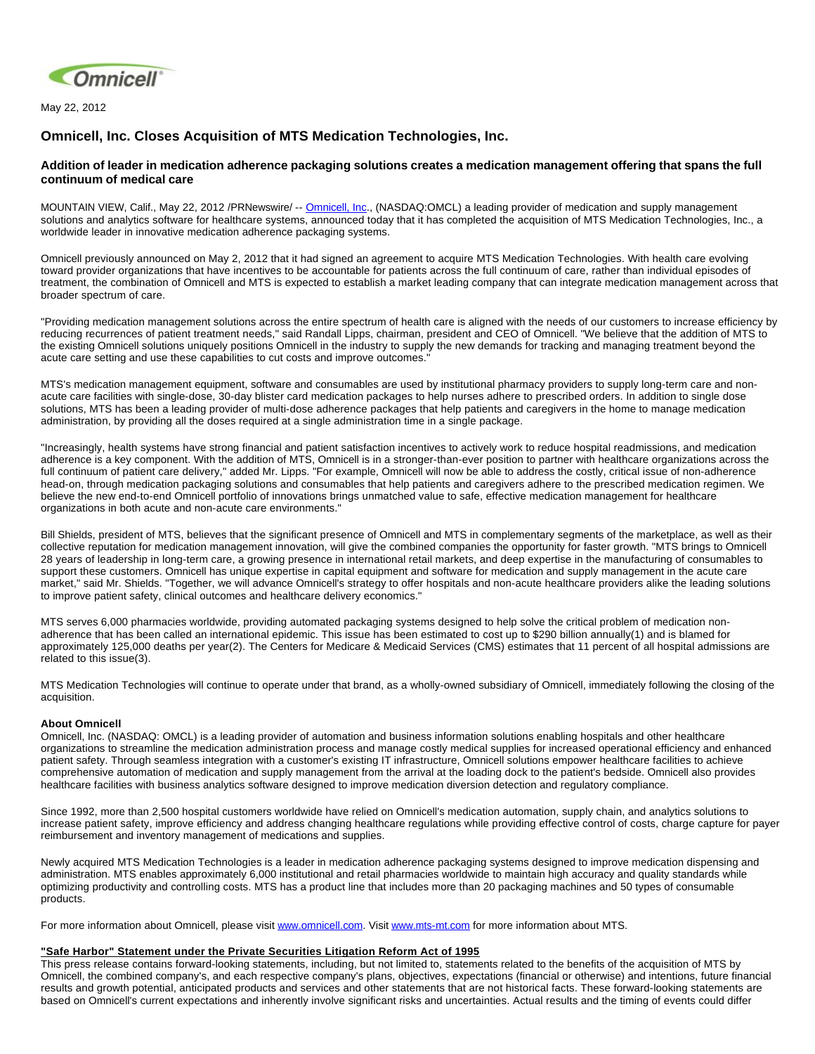May 22, 2012

# Omnicell, Inc. Closes Acquisition of MTS Medication Technologies, Inc.

## Addition of leader in medication adherence packaging solutions creates a medication management offering that spans the full continuum of medical care

MOUNTAIN VIEW, Calif., May 22, 2012 /PRNewswire/ -- Omnicell, Inc., (NASDAQ:OMCL) a leading provider of medication and supply management solutions and analytics software for healthcare systems, announced today that it has completed the acquisition of MTS Medication Technologies, Inc., a worldwide leader in innovative medication adherence packaging systems.

Omnicell previously announced on May 2, 2012 that it had signed an agreement to acquire MTS Medication Technologies. With health care evolving toward provider organizations that have incentives to be accountable for patients across the full continuum of care, rather than individual episodes of treatment, the combination of Omnicell and MTS is expected to establish a market leading company that can integrate medication management across that broader spectrum of care.

"Providing medication management solutions across the entire spectrum of health care is aligned with the needs of our customers to increase efficiency by reducing recurrences of patient treatment needs," said Randall Lipps, chairman, president and CEO of Omnicell. "We believe that the addition of MTS to the existing Omnicell solutions uniquely positions Omnicell in the industry to supply the new demands for tracking and managing treatment beyond the acute care setting and use these capabilities to cut costs and improve outcomes."

MTS's medication management equipment, software and consumables are used by institutional pharmacy providers to supply long-term care and non-acute care facilities with single-dose, 30-day blister card medication packages to help nurses adhere to prescribed orders. In addition to single dose solutions, MTS has been a leading provider of multi-dose adherence packages that help patients and caregivers in the home to manage medication administration, by providing all the doses required at a single administration time in a single package.

"Increasingly, health systems have strong financial and patient satisfaction incentives to actively work to reduce hospital readmissions, and medication adherence is a key component. With the addition of MTS, Omnicell is in a stronger-than-ever position to partner with healthcare organizations across the full continuum of patient care delivery," added Mr. Lipps. "For example, Omnicell will now be able to address the costly, critical issue of non-adherence head-on, through medication packaging solutions and consumables that help patients and caregivers adhere to the prescribed medication regimen. We believe the new end-to-end Omnicell portfolio of innovations brings unmatched value to safe, effective medication management for healthcare organizations in both acute and non-acute care environments."

Bill Shields, president of MTS, believes that the significant presence of Omnicell and MTS in complementary segments of the marketplace, as well as their collective reputation for medication management innovation, will give the combined companies the opportunity for faster growth. "MTS brings to Omnicell 28 years of leadership in long-term care, a growing presence in international retail markets, and deep expertise in the manufacturing of consumables to support these customers. Omnicell has unique expertise in capital equipment and software for medication and supply management in the acute care market," said Mr. Shields. "Together, we will advance Omnicell's strategy to offer hospitals and non-acute healthcare providers alike the leading solutions to improve patient safety, clinical outcomes and healthcare delivery economics."

MTS serves 6,000 pharmacies worldwide, providing automated packaging systems designed to help solve the critical problem of medication non-adherence that has been called an international epidemic. This issue has been estimated to cost up to $290 billion annually(1) and is blamed for approximately 125,000 deaths per year(2). The Centers for Medicare & Medicaid Services (CMS) estimates that 11 percent of all hospital admissions are related to this issue(3).

MTS Medication Technologies will continue to operate under that brand, as a wholly-owned subsidiary of Omnicell, immediately following the closing of the acquisition.

**About Omnicell**

Omnicell, Inc. (NASDAQ: OMCL) is a leading provider of automation and business information solutions enabling hospitals and other healthcare organizations to streamline the medication administration process and manage costly medical supplies for increased operational efficiency and enhanced patient safety. Through seamless integration with a customer's existing IT infrastructure, Omnicell solutions empower healthcare facilities to achieve comprehensive automation of medication and supply management from the arrival at the loading dock to the patient's bedside. Omnicell also provides healthcare facilities with business analytics software designed to improve medication diversion detection and regulatory compliance.

Since 1992, more than 2,500 hospital customers worldwide have relied on Omnicell's medication automation, supply chain, and analytics solutions to increase patient safety, improve efficiency and address changing healthcare regulations while providing effective control of costs, charge capture for payer reimbursement and inventory management of medications and supplies.

Newly acquired MTS Medication Technologies is a leader in medication adherence packaging systems designed to improve medication dispensing and administration. MTS enables approximately 6,000 institutional and retail pharmacies worldwide to maintain high accuracy and quality standards while optimizing productivity and controlling costs. MTS has a product line that includes more than 20 packaging machines and 50 types of consumable products.

For more information about Omnicell, please visit www.omnicell.com. Visit www.mts-mt.com for more information about MTS.

**"Safe Harbor" Statement under the Private Securities Litigation Reform Act of 1995**

This press release contains forward-looking statements, including, but not limited to, statements related to the benefits of the acquisition of MTS by Omnicell, the combined company's, and each respective company's plans, objectives, expectations (financial or otherwise) and intentions, future financial results and growth potential, anticipated products and services and other statements that are not historical facts. These forward-looking statements are based on Omnicell's current expectations and inherently involve significant risks and uncertainties. Actual results and the timing of events could differ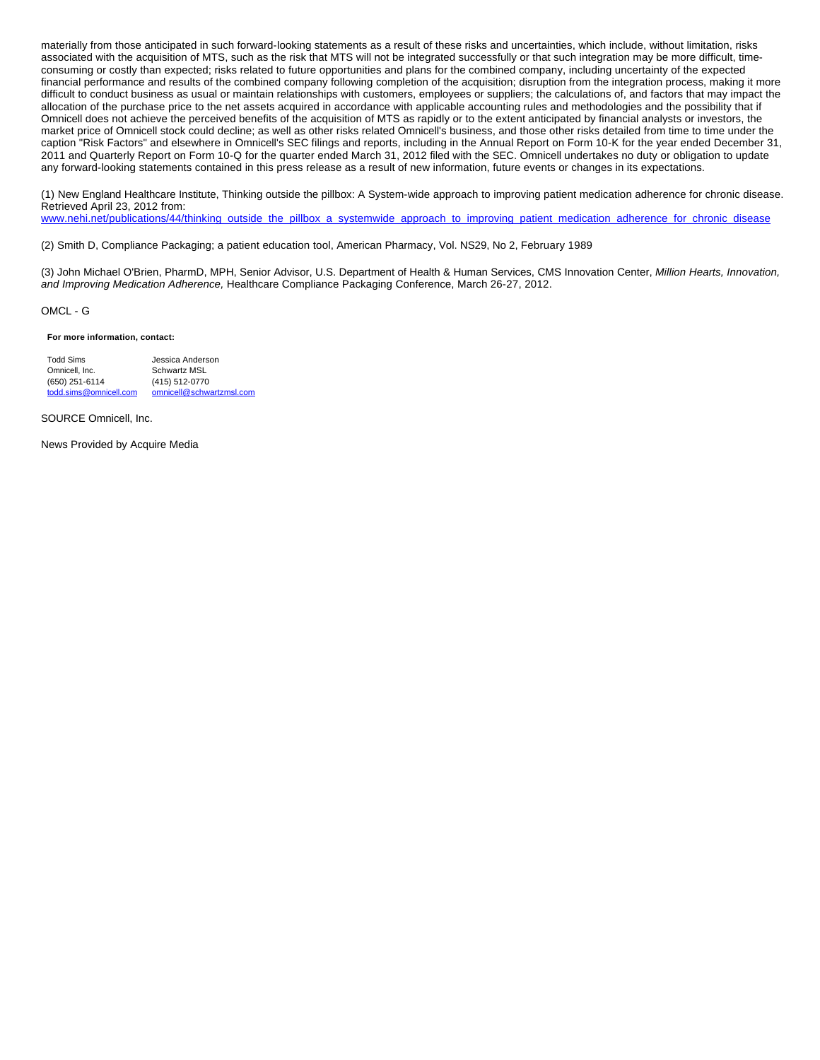materially from those anticipated in such forward-looking statements as a result of these risks and uncertainties, which include, without limitation, risks associated with the acquisition of MTS, such as the risk that MTS will not be integrated successfully or that such integration may be more difficult, time-consuming or costly than expected; risks related to future opportunities and plans for the combined company, including uncertainty of the expected financial performance and results of the combined company following completion of the acquisition; disruption from the integration process, making it more difficult to conduct business as usual or maintain relationships with customers, employees or suppliers; the calculations of, and factors that may impact the allocation of the purchase price to the net assets acquired in accordance with applicable accounting rules and methodologies and the possibility that if Omnicell does not achieve the perceived benefits of the acquisition of MTS as rapidly or to the extent anticipated by financial analysts or investors, the market price of Omnicell stock could decline; as well as other risks related Omnicell's business, and those other risks detailed from time to time under the caption "Risk Factors" and elsewhere in Omnicell's SEC filings and reports, including in the Annual Report on Form 10-K for the year ended December 31, 2011 and Quarterly Report on Form 10-Q for the quarter ended March 31, 2012 filed with the SEC. Omnicell undertakes no duty or obligation to update any forward-looking statements contained in this press release as a result of new information, future events or changes in its expectations.

(1) New England Healthcare Institute, Thinking outside the pillbox: A System-wide approach to improving patient medication adherence for chronic disease. Retrieved April 23, 2012 from:
www.nehi.net/publications/44/thinking_outside_the_pillbox_a_systemwide_approach_to_improving_patient_medication_adherence_for_chronic_disease

(2) Smith D, Compliance Packaging; a patient education tool, American Pharmacy, Vol. NS29, No 2, February 1989

(3) John Michael O'Brien, PharmD, MPH, Senior Advisor, U.S. Department of Health & Human Services, CMS Innovation Center, *Million Hearts, Innovation, and Improving Medication Adherence,* Healthcare Compliance Packaging Conference, March 26-27, 2012.

OMCL - G

**For more information, contact:**

| | |
|---|---|
| Todd Sims | Jessica Anderson |
| Omnicell, Inc. | Schwartz MSL |
| (650) 251-6114 | (415) 512-0770 |
| todd.sims@omnicell.com | omnicell@schwartzmsl.com |

SOURCE Omnicell, Inc.

News Provided by Acquire Media